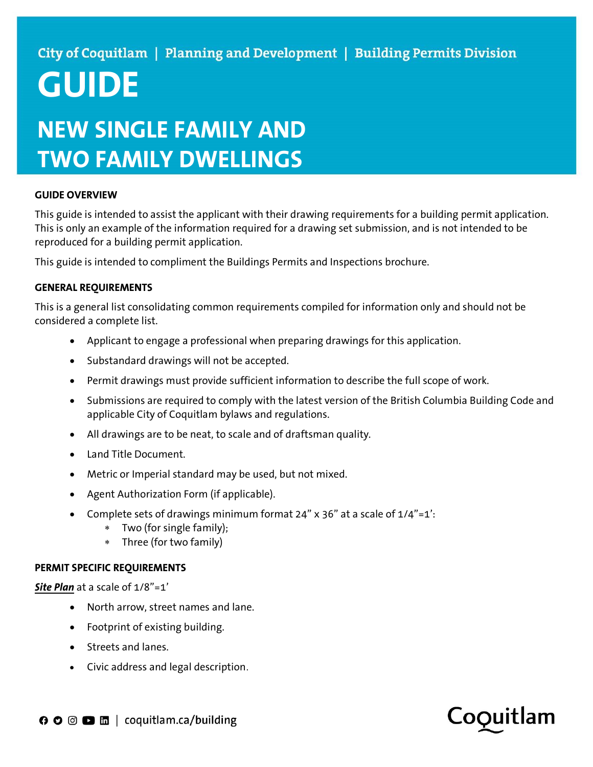City of Coquitlam | Planning and Development | Building Permits Division

# GUIDE

## NEW SINGLE FAMILY AND TWO FAMILY DWELLINGS

### GUIDE OVERVIEW

This guide is intended to assist the applicant with their drawing requirements for a building permit application. This is only an example of the information required for a drawing set submission, and is not intended to be reproduced for a building permit application.

This guide is intended to compliment the Buildings Permits and Inspections brochure.

### GENERAL REQUIREMENTS

This is a general list consolidating common requirements compiled for information only and should not be considered a complete list.

- Applicant to engage a professional when preparing drawings for this application.
- Substandard drawings will not be accepted.
- Permit drawings must provide sufficient information to describe the full scope of work.
- Submissions are required to comply with the latest version of the British Columbia Building Code and applicable City of Coquitlam bylaws and regulations.
- All drawings are to be neat, to scale and of draftsman quality.
- Land Title Document.
- Metric or Imperial standard may be used, but not mixed.
- Agent Authorization Form (if applicable).
- Complete sets of drawings minimum format 24" x 36" at a scale of 1/4"=1':
  - Two (for single family);
  - Three (for two family)

### PERMIT SPECIFIC REQUIREMENTS

***Site Plan*** at a scale of 1/8"=1'

- North arrow, street names and lane.
- Footprint of existing building.
- Streets and lanes.
- Civic address and legal description.

coquitlam.ca/building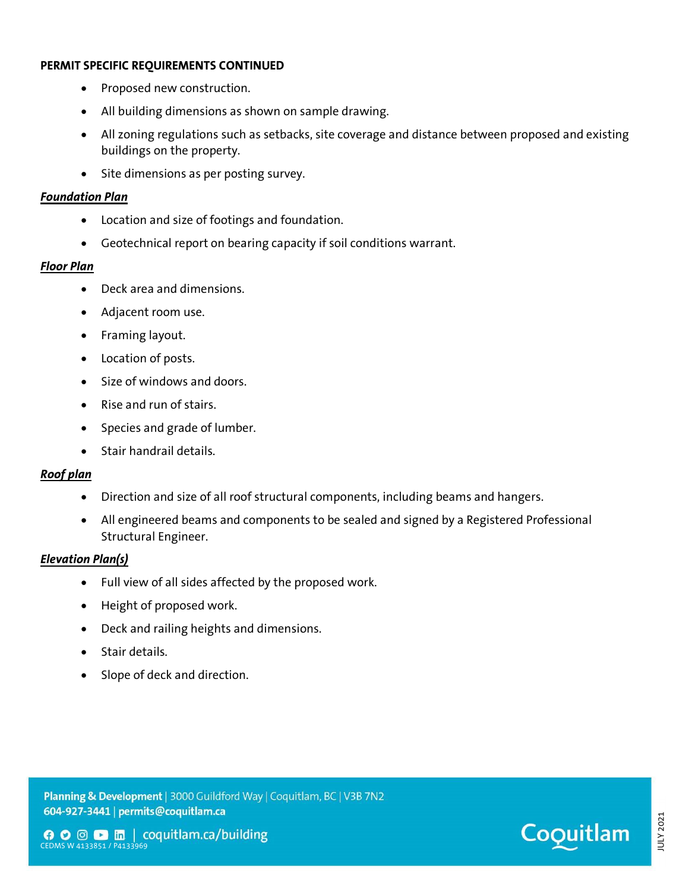**PERMIT SPECIFIC REQUIREMENTS CONTINUED**

- Proposed new construction.
- All building dimensions as shown on sample drawing.
- All zoning regulations such as setbacks, site coverage and distance between proposed and existing buildings on the property.
- Site dimensions as per posting survey.

***Foundation Plan***

- Location and size of footings and foundation.
- Geotechnical report on bearing capacity if soil conditions warrant.

***Floor Plan***

- Deck area and dimensions.
- Adjacent room use.
- Framing layout.
- Location of posts.
- Size of windows and doors.
- Rise and run of stairs.
- Species and grade of lumber.
- Stair handrail details.

***Roof plan***

- Direction and size of all roof structural components, including beams and hangers.
- All engineered beams and components to be sealed and signed by a Registered Professional Structural Engineer.

***Elevation Plan(s)***

- Full view of all sides affected by the proposed work.
- Height of proposed work.
- Deck and railing heights and dimensions.
- Stair details.
- Slope of deck and direction.

**Planning & Development** | 3000 Guildford Way | Coquitlam, BC | V3B 7N2
**604-927-3441** | **permits@coquitlam.ca**
coquitlam.ca/building
CEDMS W 4133851 / P4133969

Coquitlam

JULY 2021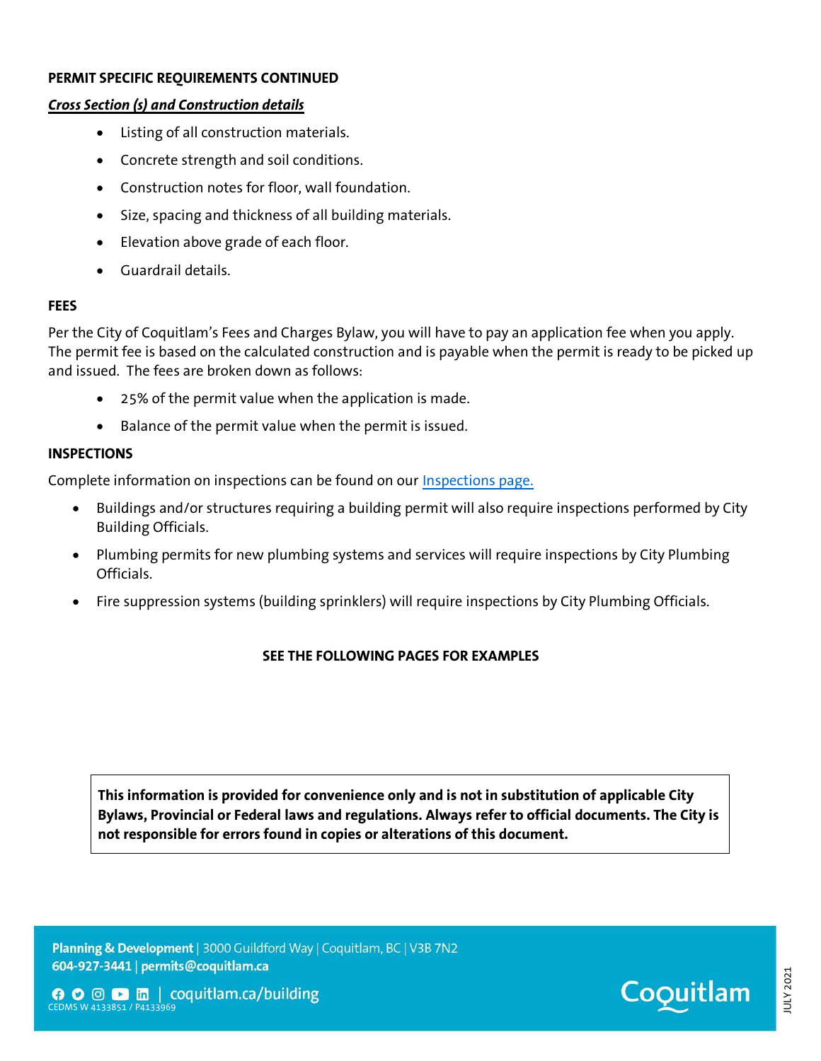**PERMIT SPECIFIC REQUIREMENTS CONTINUED**

***Cross Section (s) and Construction details***

- Listing of all construction materials.
- Concrete strength and soil conditions.
- Construction notes for floor, wall foundation.
- Size, spacing and thickness of all building materials.
- Elevation above grade of each floor.
- Guardrail details.

**FEES**

Per the City of Coquitlam's Fees and Charges Bylaw, you will have to pay an application fee when you apply. The permit fee is based on the calculated construction and is payable when the permit is ready to be picked up and issued. The fees are broken down as follows:

- 25% of the permit value when the application is made.
- Balance of the permit value when the permit is issued.

**INSPECTIONS**

Complete information on inspections can be found on our Inspections page.

- Buildings and/or structures requiring a building permit will also require inspections performed by City Building Officials.
- Plumbing permits for new plumbing systems and services will require inspections by City Plumbing Officials.
- Fire suppression systems (building sprinklers) will require inspections by City Plumbing Officials.

**SEE THE FOLLOWING PAGES FOR EXAMPLES**

**This information is provided for convenience only and is not in substitution of applicable City Bylaws, Provincial or Federal laws and regulations. Always refer to official documents. The City is not responsible for errors found in copies or alterations of this document.**

**Planning & Development** | 3000 Guildford Way | Coquitlam, BC | V3B 7N2
**604-927-3441** | **permits@coquitlam.ca**
coquitlam.ca/building
CEDMS W 4133851 / P4133969

JULY 2021